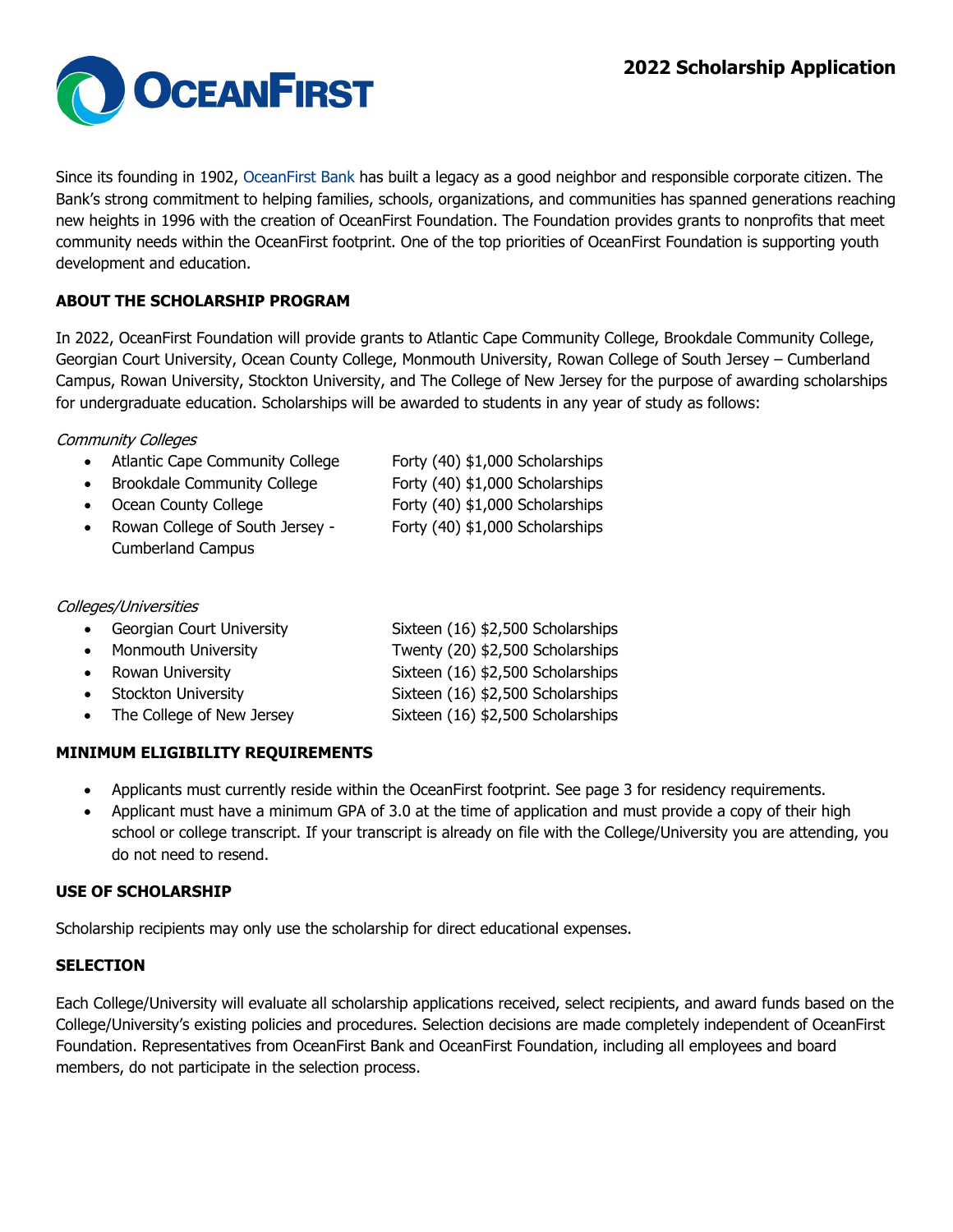# 2022 Scholarship Application

Since its founding in 1902, OceanFirst Bank has built a legacy as a good neighbor and responsible corporate citizen. The Bank's strong commitment to helping families, schools, organizations, and communities has spanned generations reaching new heights in 1996 with the creation of OceanFirst Foundation. The Foundation provides grants to nonprofits that meet community needs within the OceanFirst footprint. One of the top priorities of OceanFirst Foundation is supporting youth development and education.

## ABOUT THE SCHOLARSHIP PROGRAM

In 2022, OceanFirst Foundation will provide grants to Atlantic Cape Community College, Brookdale Community College, Georgian Court University, Ocean County College, Monmouth University, Rowan College of South Jersey – Cumberland Campus, Rowan University, Stockton University, and The College of New Jersey for the purpose of awarding scholarships for undergraduate education. Scholarships will be awarded to students in any year of study as follows:

*Community Colleges*

- Atlantic Cape Community College — Forty (40) $1,000 Scholarships
- Brookdale Community College — Forty (40) $1,000 Scholarships
- Ocean County College — Forty (40) $1,000 Scholarships
- Rowan College of South Jersey - Cumberland Campus — Forty (40) $1,000 Scholarships

*Colleges/Universities*

- Georgian Court University — Sixteen (16) $2,500 Scholarships
- Monmouth University — Twenty (20) $2,500 Scholarships
- Rowan University — Sixteen (16) $2,500 Scholarships
- Stockton University — Sixteen (16) $2,500 Scholarships
- The College of New Jersey — Sixteen (16) $2,500 Scholarships

## MINIMUM ELIGIBILITY REQUIREMENTS

- Applicants must currently reside within the OceanFirst footprint. See page 3 for residency requirements.
- Applicant must have a minimum GPA of 3.0 at the time of application and must provide a copy of their high school or college transcript. If your transcript is already on file with the College/University you are attending, you do not need to resend.

## USE OF SCHOLARSHIP

Scholarship recipients may only use the scholarship for direct educational expenses.

## SELECTION

Each College/University will evaluate all scholarship applications received, select recipients, and award funds based on the College/University's existing policies and procedures. Selection decisions are made completely independent of OceanFirst Foundation. Representatives from OceanFirst Bank and OceanFirst Foundation, including all employees and board members, do not participate in the selection process.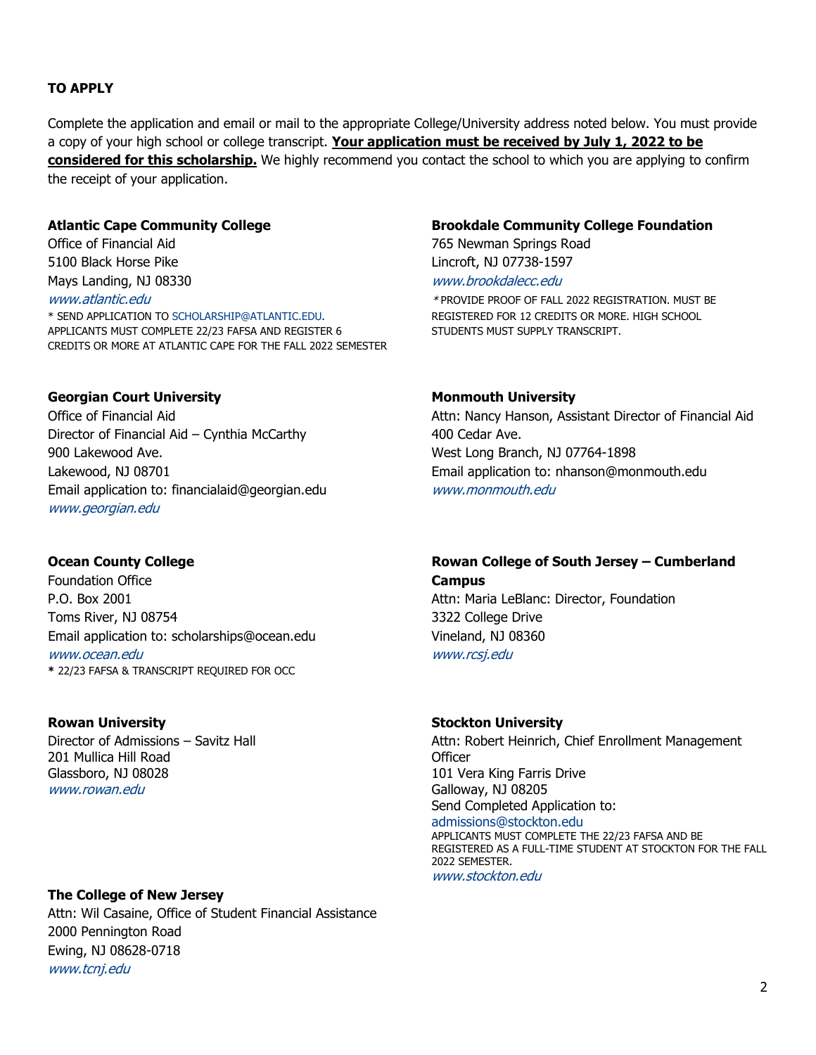**TO APPLY**

Complete the application and email or mail to the appropriate College/University address noted below. You must provide a copy of your high school or college transcript. **Your application must be received by July 1, 2022 to be considered for this scholarship.** We highly recommend you contact the school to which you are applying to confirm the receipt of your application.

**Atlantic Cape Community College**
Office of Financial Aid
5100 Black Horse Pike
Mays Landing, NJ 08330
*www.atlantic.edu*
* SEND APPLICATION TO SCHOLARSHIP@ATLANTIC.EDU. APPLICANTS MUST COMPLETE 22/23 FAFSA AND REGISTER 6 CREDITS OR MORE AT ATLANTIC CAPE FOR THE FALL 2022 SEMESTER

**Brookdale Community College Foundation**
765 Newman Springs Road
Lincroft, NJ 07738-1597
*www.brookdalecc.edu*
* PROVIDE PROOF OF FALL 2022 REGISTRATION. MUST BE REGISTERED FOR 12 CREDITS OR MORE. HIGH SCHOOL STUDENTS MUST SUPPLY TRANSCRIPT.

**Georgian Court University**
Office of Financial Aid
Director of Financial Aid – Cynthia McCarthy
900 Lakewood Ave.
Lakewood, NJ 08701
Email application to: financialaid@georgian.edu
*www.georgian.edu*

**Monmouth University**
Attn: Nancy Hanson, Assistant Director of Financial Aid
400 Cedar Ave.
West Long Branch, NJ 07764-1898
Email application to: nhanson@monmouth.edu
*www.monmouth.edu*

**Ocean County College**
Foundation Office
P.O. Box 2001
Toms River, NJ 08754
Email application to: scholarships@ocean.edu
*www.ocean.edu*
* 22/23 FAFSA & TRANSCRIPT REQUIRED FOR OCC

**Rowan College of South Jersey – Cumberland Campus**
Attn: Maria LeBlanc: Director, Foundation
3322 College Drive
Vineland, NJ 08360
*www.rcsj.edu*

**Rowan University**
Director of Admissions – Savitz Hall
201 Mullica Hill Road
Glassboro, NJ 08028
*www.rowan.edu*

**Stockton University**
Attn: Robert Heinrich, Chief Enrollment Management Officer
101 Vera King Farris Drive
Galloway, NJ 08205
Send Completed Application to:
admissions@stockton.edu
APPLICANTS MUST COMPLETE THE 22/23 FAFSA AND BE REGISTERED AS A FULL-TIME STUDENT AT STOCKTON FOR THE FALL 2022 SEMESTER.
*www.stockton.edu*

**The College of New Jersey**
Attn: Wil Casaine, Office of Student Financial Assistance
2000 Pennington Road
Ewing, NJ 08628-0718
*www.tcnj.edu*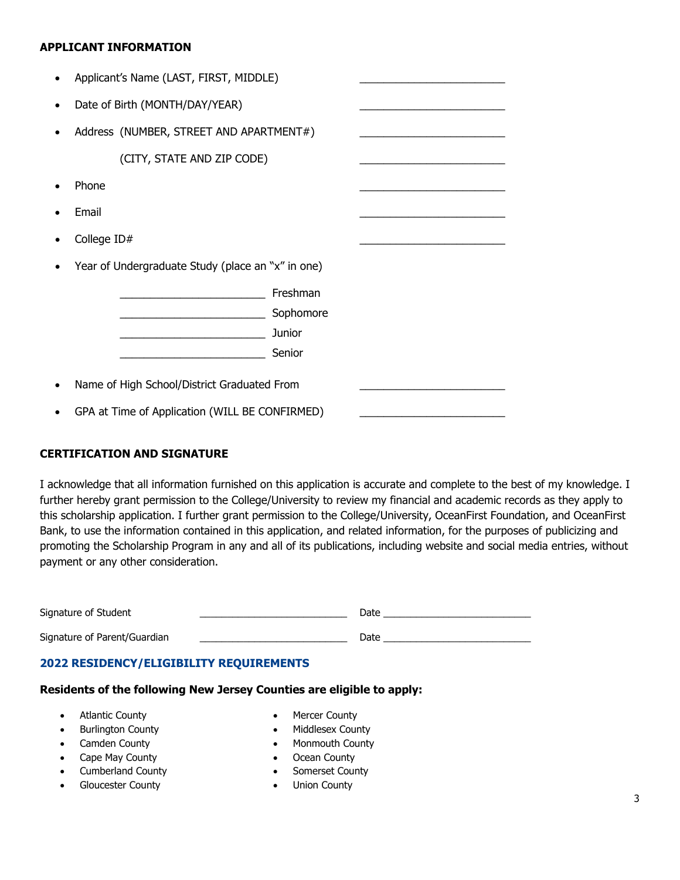**APPLICANT INFORMATION**

- Applicant's Name (LAST, FIRST, MIDDLE) ________________________
- Date of Birth (MONTH/DAY/YEAR) ________________________
- Address (NUMBER, STREET AND APARTMENT#) ________________________

  (CITY, STATE AND ZIP CODE) ________________________
- Phone ________________________
- Email ________________________
- College ID# ________________________
- Year of Undergraduate Study (place an "x" in one)

  ________________________ Freshman

  ________________________ Sophomore

  ________________________ Junior

  ________________________ Senior
- Name of High School/District Graduated From ________________________
- GPA at Time of Application (WILL BE CONFIRMED) ________________________

**CERTIFICATION AND SIGNATURE**

I acknowledge that all information furnished on this application is accurate and complete to the best of my knowledge. I further hereby grant permission to the College/University to review my financial and academic records as they apply to this scholarship application. I further grant permission to the College/University, OceanFirst Foundation, and OceanFirst Bank, to use the information contained in this application, and related information, for the purposes of publicizing and promoting the Scholarship Program in any and all of its publications, including website and social media entries, without payment or any other consideration.

Signature of Student ________________________ Date ________________________

Signature of Parent/Guardian ________________________ Date ________________________

## 2022 RESIDENCY/ELIGIBILITY REQUIREMENTS

**Residents of the following New Jersey Counties are eligible to apply:**

- Atlantic County
- Burlington County
- Camden County
- Cape May County
- Cumberland County
- Gloucester County
- Mercer County
- Middlesex County
- Monmouth County
- Ocean County
- Somerset County
- Union County